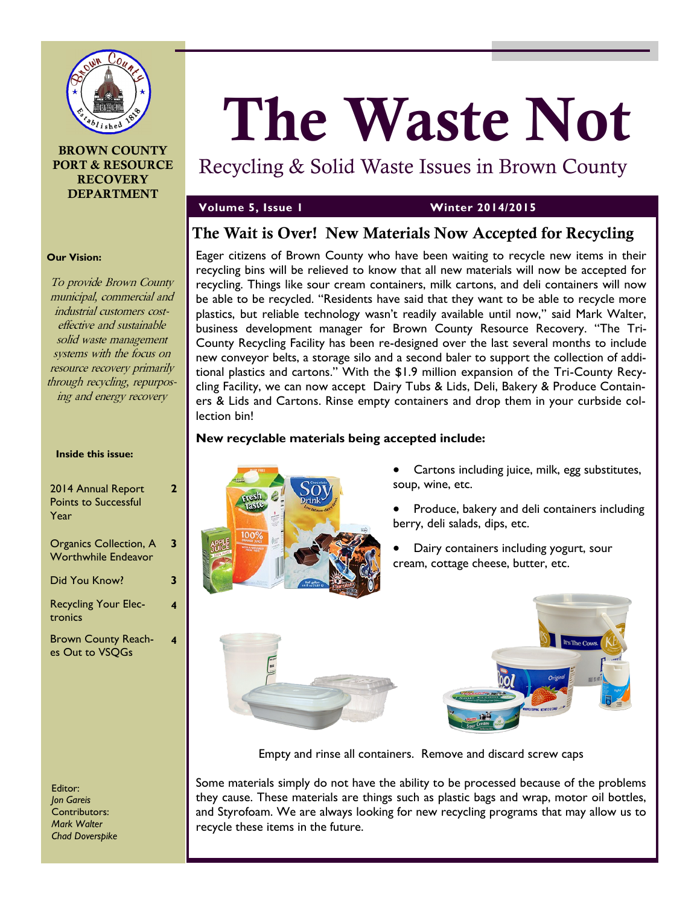BROWN COUNTY PORT & RESOURCE RECOVERY DEPARTMENT

# The Waste Not

Recycling & Solid Waste Issues in Brown County

**Volume 5, Issue 1** **Winter 2014/2015**

**Our Vision:**

*To provide Brown County municipal, commercial and industrial customers cost-effective and sustainable solid waste management systems with the focus on resource recovery primarily through recycling, repurposing and energy recovery*

**Inside this issue:**

| | |
|---|---|
| 2014 Annual Report Points to Successful Year | 2 |
| Organics Collection, A Worthwhile Endeavor | 3 |
| Did You Know? | 3 |
| Recycling Your Electronics | 4 |
| Brown County Reaches Out to VSQGs | 4 |

Editor:
*Jon Gareis*
Contributors:
*Mark Walter*
*Chad Doverspike*

## The Wait is Over! New Materials Now Accepted for Recycling

Eager citizens of Brown County who have been waiting to recycle new items in their recycling bins will be relieved to know that all new materials will now be accepted for recycling. Things like sour cream containers, milk cartons, and deli containers will now be able to be recycled. "Residents have said that they want to be able to recycle more plastics, but reliable technology wasn't readily available until now," said Mark Walter, business development manager for Brown County Resource Recovery. "The Tri-County Recycling Facility has been re-designed over the last several months to include new conveyor belts, a storage silo and a second baler to support the collection of additional plastics and cartons." With the $1.9 million expansion of the Tri-County Recycling Facility, we can now accept Dairy Tubs & Lids, Deli, Bakery & Produce Containers & Lids and Cartons. Rinse empty containers and drop them in your curbside collection bin!

**New recyclable materials being accepted include:**

- Cartons including juice, milk, egg substitutes, soup, wine, etc.
- Produce, bakery and deli containers including berry, deli salads, dips, etc.
- Dairy containers including yogurt, sour cream, cottage cheese, butter, etc.

Empty and rinse all containers. Remove and discard screw caps

Some materials simply do not have the ability to be processed because of the problems they cause. These materials are things such as plastic bags and wrap, motor oil bottles, and Styrofoam. We are always looking for new recycling programs that may allow us to recycle these items in the future.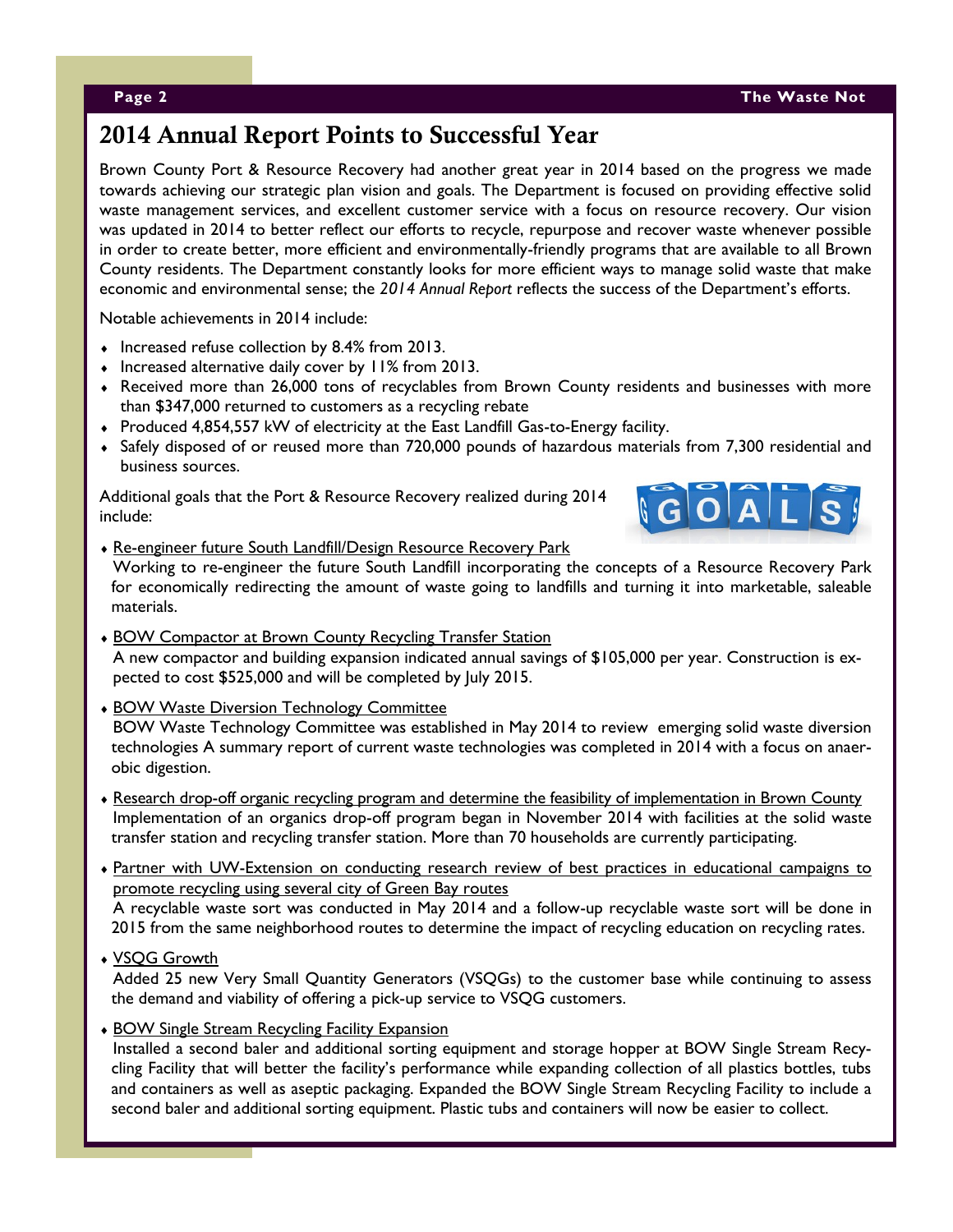## 2014 Annual Report Points to Successful Year

Brown County Port & Resource Recovery had another great year in 2014 based on the progress we made towards achieving our strategic plan vision and goals. The Department is focused on providing effective solid waste management services, and excellent customer service with a focus on resource recovery. Our vision was updated in 2014 to better reflect our efforts to recycle, repurpose and recover waste whenever possible in order to create better, more efficient and environmentally-friendly programs that are available to all Brown County residents. The Department constantly looks for more efficient ways to manage solid waste that make economic and environmental sense; the *2014 Annual Report* reflects the success of the Department's efforts.

Notable achievements in 2014 include:

- Increased refuse collection by 8.4% from 2013.
- Increased alternative daily cover by 11% from 2013.
- Received more than 26,000 tons of recyclables from Brown County residents and businesses with more than $347,000 returned to customers as a recycling rebate
- Produced 4,854,557 kW of electricity at the East Landfill Gas-to-Energy facility.
- Safely disposed of or reused more than 720,000 pounds of hazardous materials from 7,300 residential and business sources.

Additional goals that the Port & Resource Recovery realized during 2014 include:

- Re-engineer future South Landfill/Design Resource Recovery Park
  Working to re-engineer the future South Landfill incorporating the concepts of a Resource Recovery Park for economically redirecting the amount of waste going to landfills and turning it into marketable, saleable materials.

- BOW Compactor at Brown County Recycling Transfer Station
  A new compactor and building expansion indicated annual savings of $105,000 per year. Construction is expected to cost $525,000 and will be completed by July 2015.

- BOW Waste Diversion Technology Committee
  BOW Waste Technology Committee was established in May 2014 to review emerging solid waste diversion technologies A summary report of current waste technologies was completed in 2014 with a focus on anaerobic digestion.

- Research drop-off organic recycling program and determine the feasibility of implementation in Brown County
  Implementation of an organics drop-off program began in November 2014 with facilities at the solid waste transfer station and recycling transfer station. More than 70 households are currently participating.

- Partner with UW-Extension on conducting research review of best practices in educational campaigns to promote recycling using several city of Green Bay routes
  A recyclable waste sort was conducted in May 2014 and a follow-up recyclable waste sort will be done in 2015 from the same neighborhood routes to determine the impact of recycling education on recycling rates.

- VSQG Growth
  Added 25 new Very Small Quantity Generators (VSQGs) to the customer base while continuing to assess the demand and viability of offering a pick-up service to VSQG customers.

- BOW Single Stream Recycling Facility Expansion
  Installed a second baler and additional sorting equipment and storage hopper at BOW Single Stream Recycling Facility that will better the facility's performance while expanding collection of all plastics bottles, tubs and containers as well as aseptic packaging. Expanded the BOW Single Stream Recycling Facility to include a second baler and additional sorting equipment. Plastic tubs and containers will now be easier to collect.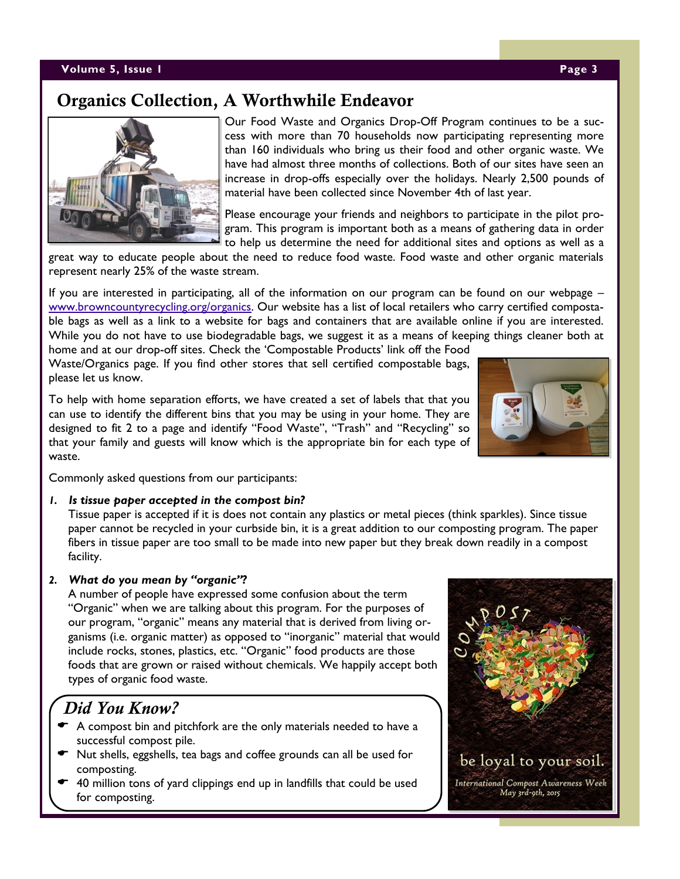## Organics Collection, A Worthwhile Endeavor

Our Food Waste and Organics Drop-Off Program continues to be a success with more than 70 households now participating representing more than 160 individuals who bring us their food and other organic waste. We have had almost three months of collections. Both of our sites have seen an increase in drop-offs especially over the holidays. Nearly 2,500 pounds of material have been collected since November 4th of last year.

Please encourage your friends and neighbors to participate in the pilot program. This program is important both as a means of gathering data in order to help us determine the need for additional sites and options as well as a great way to educate people about the need to reduce food waste. Food waste and other organic materials represent nearly 25% of the waste stream.

If you are interested in participating, all of the information on our program can be found on our webpage – www.browncountyrecycling.org/organics. Our website has a list of local retailers who carry certified compostable bags as well as a link to a website for bags and containers that are available online if you are interested. While you do not have to use biodegradable bags, we suggest it as a means of keeping things cleaner both at home and at our drop-off sites. Check the 'Compostable Products' link off the Food Waste/Organics page. If you find other stores that sell certified compostable bags, please let us know.

To help with home separation efforts, we have created a set of labels that that you can use to identify the different bins that you may be using in your home. They are designed to fit 2 to a page and identify "Food Waste", "Trash" and "Recycling" so that your family and guests will know which is the appropriate bin for each type of waste.

Commonly asked questions from our participants:

1. ***Is tissue paper accepted in the compost bin?***
   Tissue paper is accepted if it is does not contain any plastics or metal pieces (think sparkles). Since tissue paper cannot be recycled in your curbside bin, it is a great addition to our composting program. The paper fibers in tissue paper are too small to be made into new paper but they break down readily in a compost facility.

2. ***What do you mean by "organic"?***
   A number of people have expressed some confusion about the term "Organic" when we are talking about this program. For the purposes of our program, "organic" means any material that is derived from living organisms (i.e. organic matter) as opposed to "inorganic" material that would include rocks, stones, plastics, etc. "Organic" food products are those foods that are grown or raised without chemicals. We happily accept both types of organic food waste.

### *Did You Know?*

- A compost bin and pitchfork are the only materials needed to have a successful compost pile.
- Nut shells, eggshells, tea bags and coffee grounds can all be used for composting.
- 40 million tons of yard clippings end up in landfills that could be used for composting.

COMPOST

be loyal to your soil.

*International Compost Awareness Week May 3rd-9th, 2015*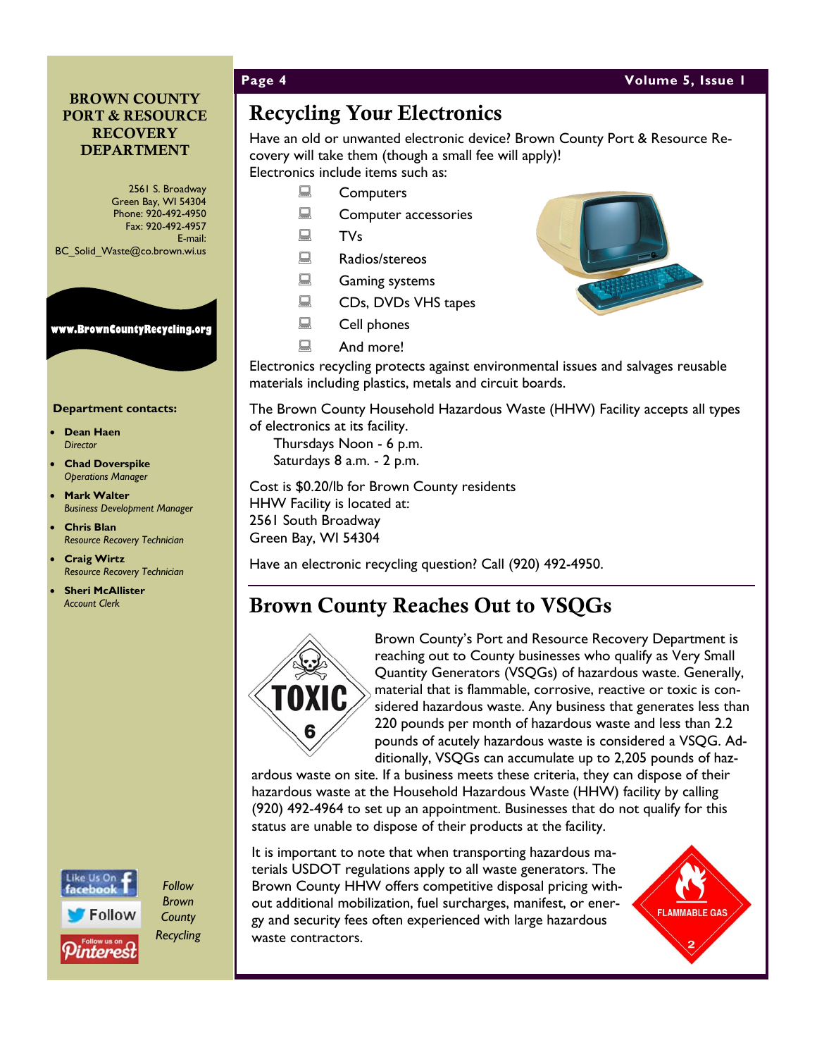**BROWN COUNTY PORT & RESOURCE RECOVERY DEPARTMENT**

2561 S. Broadway
Green Bay, WI 54304
Phone: 920-492-4950
Fax: 920-492-4957
E-mail:
BC_Solid_Waste@co.brown.wi.us

**www.BrownCountyRecycling.org**

**Department contacts:**

- **Dean Haen**
  *Director*
- **Chad Doverspike**
  *Operations Manager*
- **Mark Walter**
  *Business Development Manager*
- **Chris Blan**
  *Resource Recovery Technician*
- **Craig Wirtz**
  *Resource Recovery Technician*
- **Sheri McAllister**
  *Account Clerk*

Like Us On facebook | Follow | Follow us on Pinterest

*Follow Brown County Recycling*

# Recycling Your Electronics

Have an old or unwanted electronic device? Brown County Port & Resource Recovery will take them (though a small fee will apply)!
Electronics include items such as:

- Computers
- Computer accessories
- TVs
- Radios/stereos
- Gaming systems
- CDs, DVDs VHS tapes
- Cell phones
- And more!

Electronics recycling protects against environmental issues and salvages reusable materials including plastics, metals and circuit boards.

The Brown County Household Hazardous Waste (HHW) Facility accepts all types of electronics at its facility.
Thursdays Noon - 6 p.m.
Saturdays 8 a.m. - 2 p.m.

Cost is $0.20/lb for Brown County residents
HHW Facility is located at:
2561 South Broadway
Green Bay, WI 54304

Have an electronic recycling question? Call (920) 492-4950.

# Brown County Reaches Out to VSQGs

Brown County's Port and Resource Recovery Department is reaching out to County businesses who qualify as Very Small Quantity Generators (VSQGs) of hazardous waste. Generally, material that is flammable, corrosive, reactive or toxic is considered hazardous waste. Any business that generates less than 220 pounds per month of hazardous waste and less than 2.2 pounds of acutely hazardous waste is considered a VSQG. Additionally, VSQGs can accumulate up to 2,205 pounds of hazardous waste on site. If a business meets these criteria, they can dispose of their hazardous waste at the Household Hazardous Waste (HHW) facility by calling (920) 492-4964 to set up an appointment. Businesses that do not qualify for this status are unable to dispose of their products at the facility.

It is important to note that when transporting hazardous materials USDOT regulations apply to all waste generators. The Brown County HHW offers competitive disposal pricing without additional mobilization, fuel surcharges, manifest, or energy and security fees often experienced with large hazardous waste contractors.